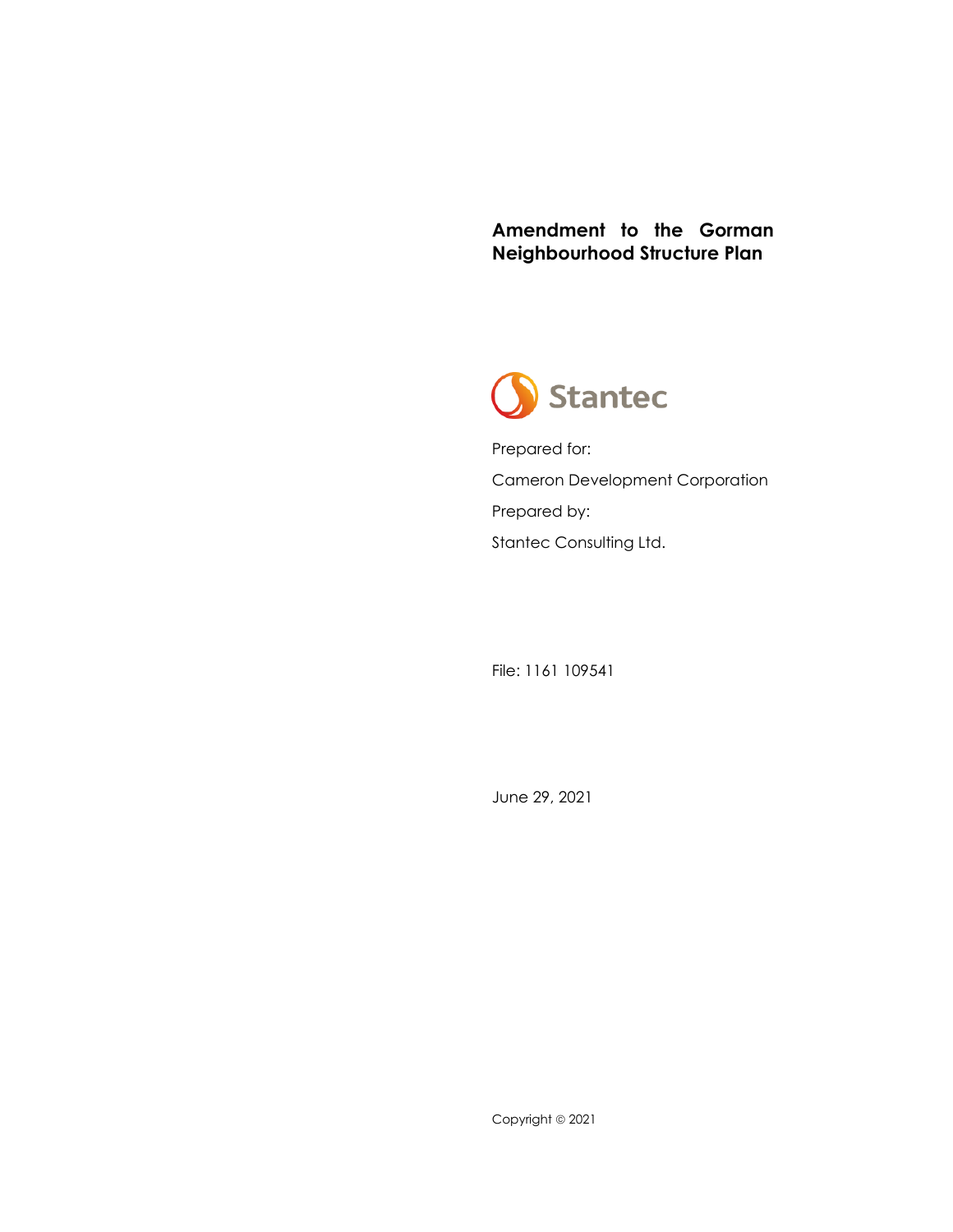# Amendment to the Gorman Neighbourhood Structure Plan

Stantec

Prepared for:

Cameron Development Corporation

Prepared by:

Stantec Consulting Ltd.

File: 1161 109541

June 29, 2021

Copyright © 2021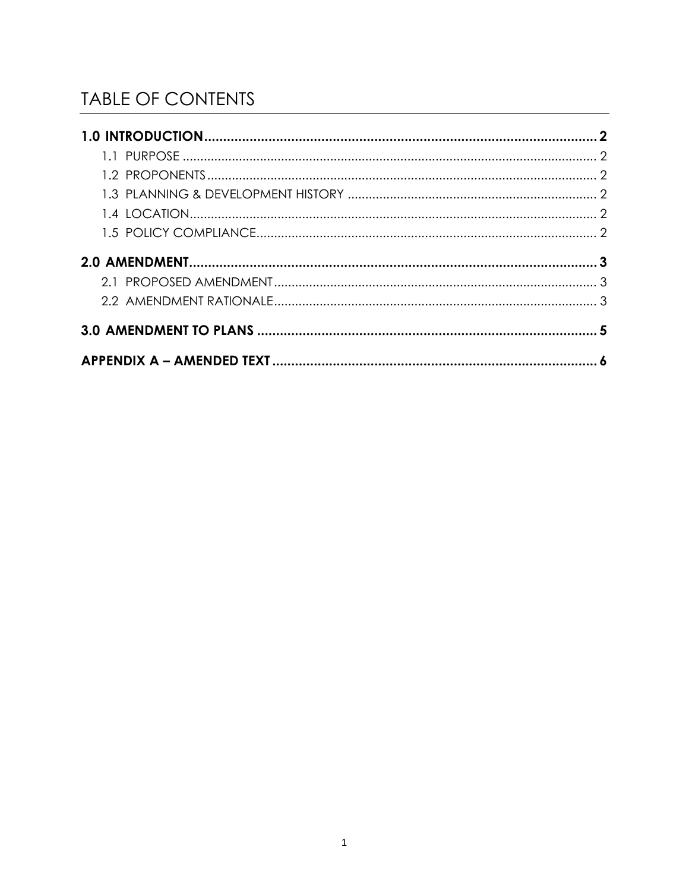# TABLE OF CONTENTS

**1.0 INTRODUCTION........................................................................................................ 2**

1.1 PURPOSE ..................................................................................................................... 2

1.2 PROPONENTS ............................................................................................................. 2

1.3 PLANNING & DEVELOPMENT HISTORY ....................................................................... 2

1.4 LOCATION.................................................................................................................... 2

1.5 POLICY COMPLIANCE................................................................................................. 2

**2.0 AMENDMENT............................................................................................................ 3**

2.1 PROPOSED AMENDMENT ........................................................................................... 3

2.2 AMENDMENT RATIONALE............................................................................................ 3

**3.0 AMENDMENT TO PLANS ........................................................................................... 5**

**APPENDIX A – AMENDED TEXT ....................................................................................... 6**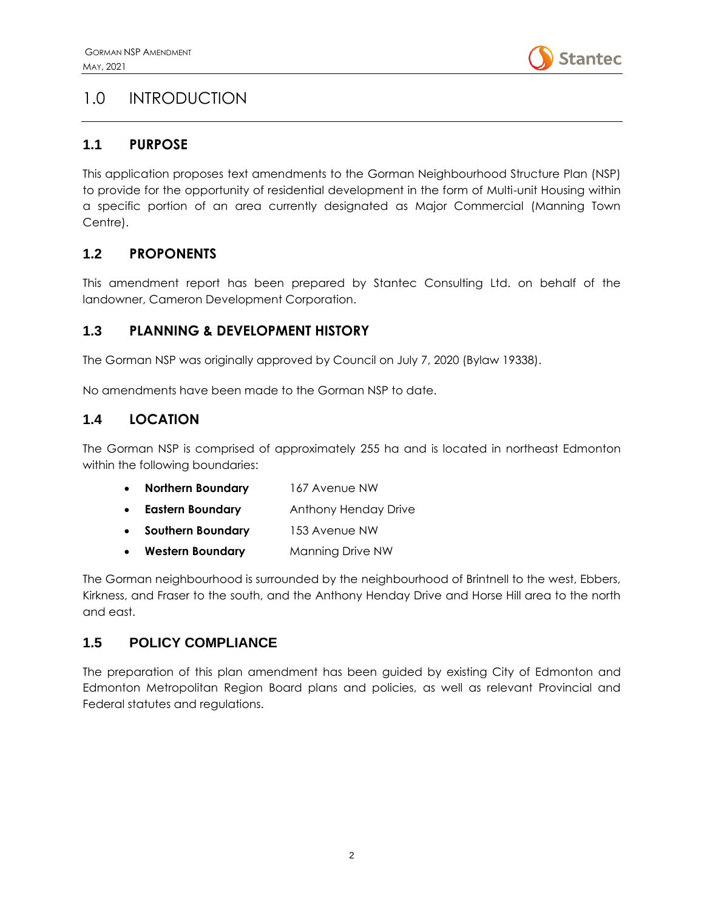# 1.0 INTRODUCTION

## 1.1 PURPOSE

This application proposes text amendments to the Gorman Neighbourhood Structure Plan (NSP) to provide for the opportunity of residential development in the form of Multi-unit Housing within a specific portion of an area currently designated as Major Commercial (Manning Town Centre).

## 1.2 PROPONENTS

This amendment report has been prepared by Stantec Consulting Ltd. on behalf of the landowner, Cameron Development Corporation.

## 1.3 PLANNING & DEVELOPMENT HISTORY

The Gorman NSP was originally approved by Council on July 7, 2020 (Bylaw 19338).

No amendments have been made to the Gorman NSP to date.

## 1.4 LOCATION

The Gorman NSP is comprised of approximately 255 ha and is located in northeast Edmonton within the following boundaries:

- **Northern Boundary** 167 Avenue NW
- **Eastern Boundary** Anthony Henday Drive
- **Southern Boundary** 153 Avenue NW
- **Western Boundary** Manning Drive NW

The Gorman neighbourhood is surrounded by the neighbourhood of Brintnell to the west, Ebbers, Kirkness, and Fraser to the south, and the Anthony Henday Drive and Horse Hill area to the north and east.

## 1.5 POLICY COMPLIANCE

The preparation of this plan amendment has been guided by existing City of Edmonton and Edmonton Metropolitan Region Board plans and policies, as well as relevant Provincial and Federal statutes and regulations.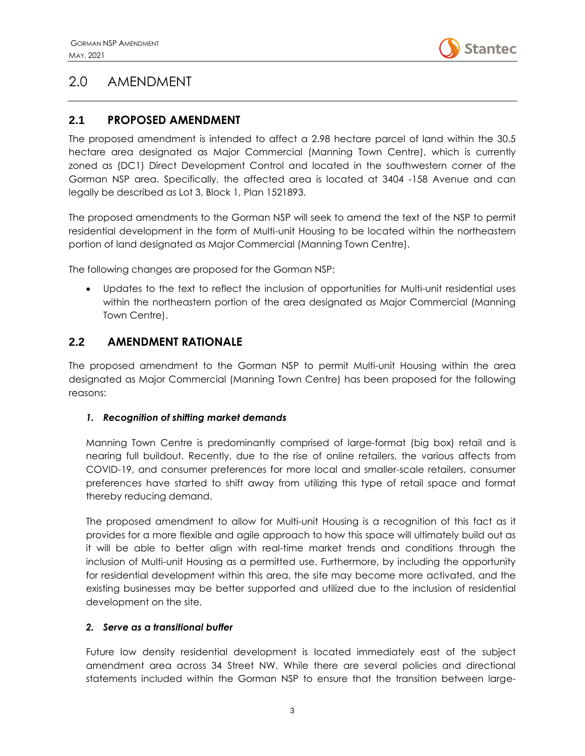# 2.0 AMENDMENT

## 2.1 PROPOSED AMENDMENT

The proposed amendment is intended to affect a 2.98 hectare parcel of land within the 30.5 hectare area designated as Major Commercial (Manning Town Centre), which is currently zoned as (DC1) Direct Development Control and located in the southwestern corner of the Gorman NSP area. Specifically, the affected area is located at 3404 -158 Avenue and can legally be described as Lot 3, Block 1, Plan 1521893.

The proposed amendments to the Gorman NSP will seek to amend the text of the NSP to permit residential development in the form of Multi-unit Housing to be located within the northeastern portion of land designated as Major Commercial (Manning Town Centre).

The following changes are proposed for the Gorman NSP:

- Updates to the text to reflect the inclusion of opportunities for Multi-unit residential uses within the northeastern portion of the area designated as Major Commercial (Manning Town Centre).

## 2.2 AMENDMENT RATIONALE

The proposed amendment to the Gorman NSP to permit Multi-unit Housing within the area designated as Major Commercial (Manning Town Centre) has been proposed for the following reasons:

1. ***Recognition of shifting market demands***

   Manning Town Centre is predominantly comprised of large-format (big box) retail and is nearing full buildout. Recently, due to the rise of online retailers, the various affects from COVID-19, and consumer preferences for more local and smaller-scale retailers, consumer preferences have started to shift away from utilizing this type of retail space and format thereby reducing demand.

   The proposed amendment to allow for Multi-unit Housing is a recognition of this fact as it provides for a more flexible and agile approach to how this space will ultimately build out as it will be able to better align with real-time market trends and conditions through the inclusion of Multi-unit Housing as a permitted use. Furthermore, by including the opportunity for residential development within this area, the site may become more activated, and the existing businesses may be better supported and utilized due to the inclusion of residential development on the site.

2. ***Serve as a transitional buffer***

   Future low density residential development is located immediately east of the subject amendment area across 34 Street NW. While there are several policies and directional statements included within the Gorman NSP to ensure that the transition between large-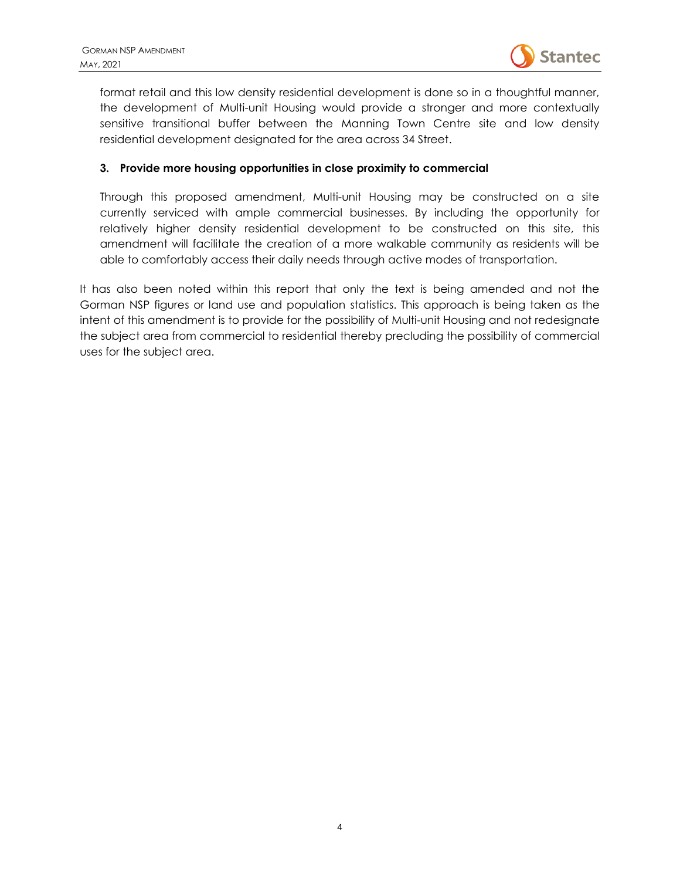format retail and this low density residential development is done so in a thoughtful manner, the development of Multi-unit Housing would provide a stronger and more contextually sensitive transitional buffer between the Manning Town Centre site and low density residential development designated for the area across 34 Street.

**3. Provide more housing opportunities in close proximity to commercial**

Through this proposed amendment, Multi-unit Housing may be constructed on a site currently serviced with ample commercial businesses. By including the opportunity for relatively higher density residential development to be constructed on this site, this amendment will facilitate the creation of a more walkable community as residents will be able to comfortably access their daily needs through active modes of transportation.

It has also been noted within this report that only the text is being amended and not the Gorman NSP figures or land use and population statistics. This approach is being taken as the intent of this amendment is to provide for the possibility of Multi-unit Housing and not redesignate the subject area from commercial to residential thereby precluding the possibility of commercial uses for the subject area.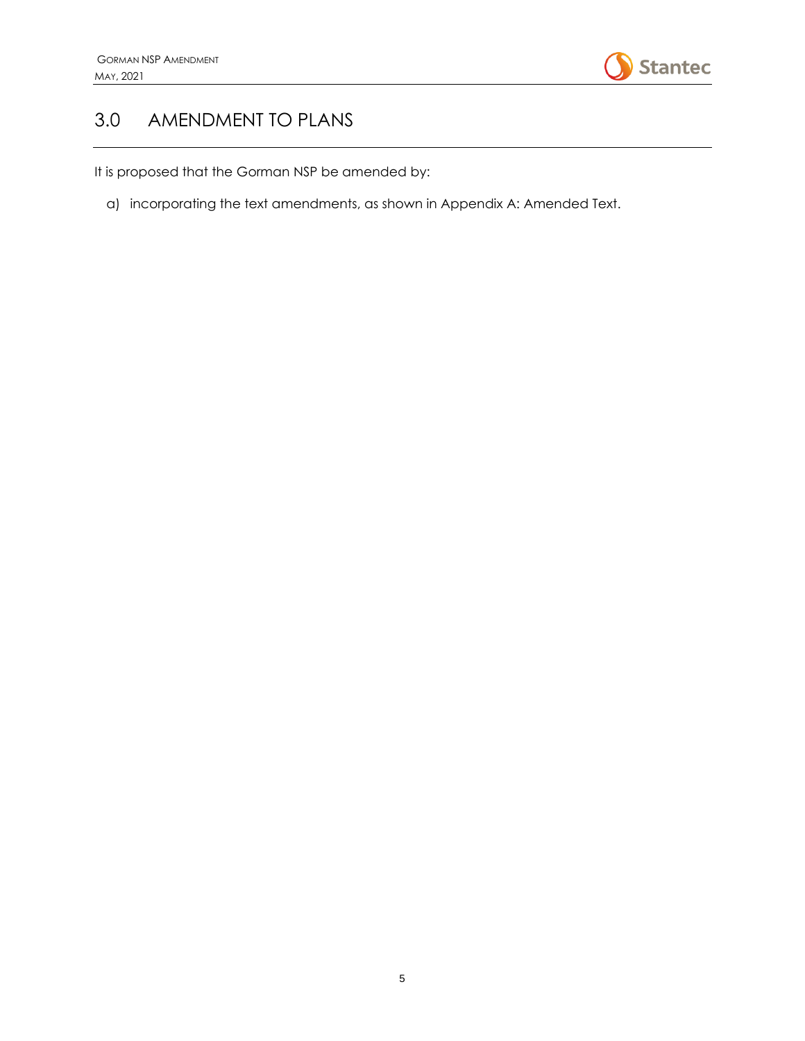# 3.0 AMENDMENT TO PLANS

It is proposed that the Gorman NSP be amended by:

a) incorporating the text amendments, as shown in Appendix A: Amended Text.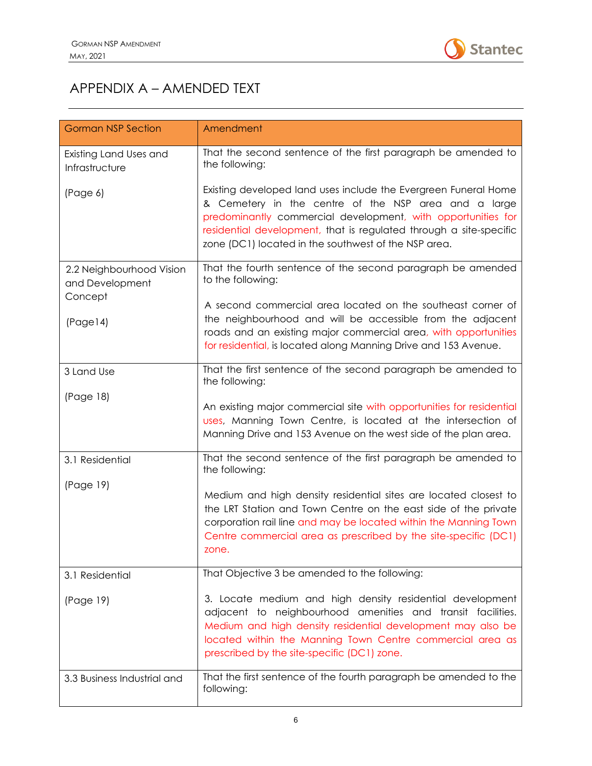# APPENDIX A – AMENDED TEXT

| Gorman NSP Section | Amendment |
|---|---|
| Existing Land Uses and Infrastructure<br><br>(Page 6) | That the second sentence of the first paragraph be amended to the following:<br><br>Existing developed land uses include the Evergreen Funeral Home & Cemetery in the centre of the NSP area and a large predominantly commercial development, with opportunities for residential development, that is regulated through a site-specific zone (DC1) located in the southwest of the NSP area. |
| 2.2 Neighbourhood Vision and Development Concept<br><br>(Page14) | That the fourth sentence of the second paragraph be amended to the following:<br><br>A second commercial area located on the southeast corner of the neighbourhood and will be accessible from the adjacent roads and an existing major commercial area, with opportunities for residential, is located along Manning Drive and 153 Avenue. |
| 3 Land Use<br><br>(Page 18) | That the first sentence of the second paragraph be amended to the following:<br><br>An existing major commercial site with opportunities for residential uses, Manning Town Centre, is located at the intersection of Manning Drive and 153 Avenue on the west side of the plan area. |
| 3.1 Residential<br><br>(Page 19) | That the second sentence of the first paragraph be amended to the following:<br><br>Medium and high density residential sites are located closest to the LRT Station and Town Centre on the east side of the private corporation rail line and may be located within the Manning Town Centre commercial area as prescribed by the site-specific (DC1) zone. |
| 3.1 Residential<br><br>(Page 19) | That Objective 3 be amended to the following:<br><br>3. Locate medium and high density residential development adjacent to neighbourhood amenities and transit facilities. Medium and high density residential development may also be located within the Manning Town Centre commercial area as prescribed by the site-specific (DC1) zone. |
| 3.3 Business Industrial and | That the first sentence of the fourth paragraph be amended to the following: |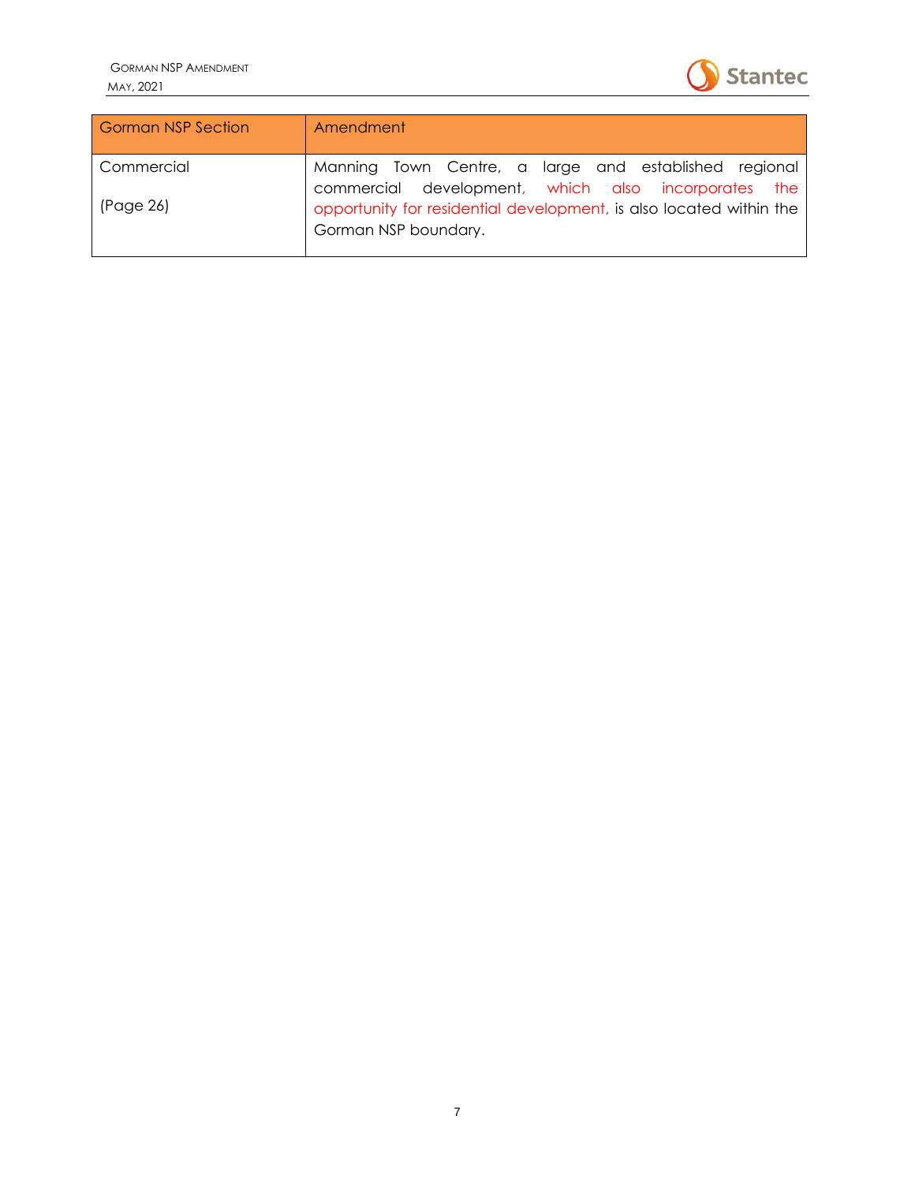| Gorman NSP Section | Amendment |
| --- | --- |
| Commercial<br><br>(Page 26) | Manning Town Centre, a large and established regional commercial development, which also incorporates the opportunity for residential development, is also located within the Gorman NSP boundary. |